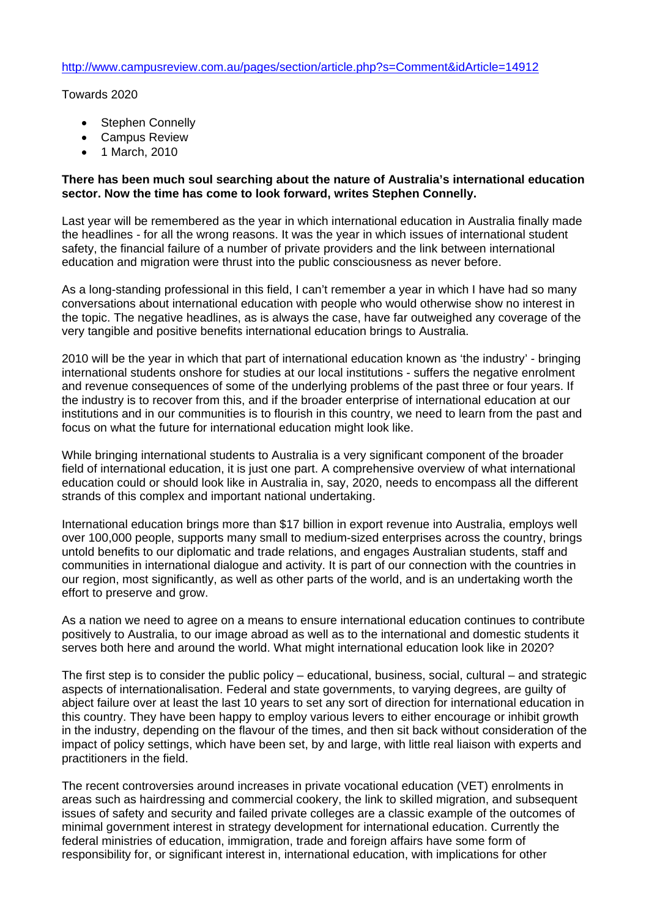http://www.campusreview.com.au/pages/section/article.php?s=Comment&idArticle=14912

Towards 2020

- Stephen Connelly
- Campus Review
- 1 March, 2010

**There has been much soul searching about the nature of Australia's international education sector. Now the time has come to look forward, writes Stephen Connelly.**

Last year will be remembered as the year in which international education in Australia finally made the headlines - for all the wrong reasons. It was the year in which issues of international student safety, the financial failure of a number of private providers and the link between international education and migration were thrust into the public consciousness as never before.

As a long-standing professional in this field, I can't remember a year in which I have had so many conversations about international education with people who would otherwise show no interest in the topic. The negative headlines, as is always the case, have far outweighed any coverage of the very tangible and positive benefits international education brings to Australia.

2010 will be the year in which that part of international education known as 'the industry' - bringing international students onshore for studies at our local institutions - suffers the negative enrolment and revenue consequences of some of the underlying problems of the past three or four years. If the industry is to recover from this, and if the broader enterprise of international education at our institutions and in our communities is to flourish in this country, we need to learn from the past and focus on what the future for international education might look like.

While bringing international students to Australia is a very significant component of the broader field of international education, it is just one part. A comprehensive overview of what international education could or should look like in Australia in, say, 2020, needs to encompass all the different strands of this complex and important national undertaking.

International education brings more than $17 billion in export revenue into Australia, employs well over 100,000 people, supports many small to medium-sized enterprises across the country, brings untold benefits to our diplomatic and trade relations, and engages Australian students, staff and communities in international dialogue and activity. It is part of our connection with the countries in our region, most significantly, as well as other parts of the world, and is an undertaking worth the effort to preserve and grow.

As a nation we need to agree on a means to ensure international education continues to contribute positively to Australia, to our image abroad as well as to the international and domestic students it serves both here and around the world. What might international education look like in 2020?

The first step is to consider the public policy – educational, business, social, cultural – and strategic aspects of internationalisation. Federal and state governments, to varying degrees, are guilty of abject failure over at least the last 10 years to set any sort of direction for international education in this country. They have been happy to employ various levers to either encourage or inhibit growth in the industry, depending on the flavour of the times, and then sit back without consideration of the impact of policy settings, which have been set, by and large, with little real liaison with experts and practitioners in the field.

The recent controversies around increases in private vocational education (VET) enrolments in areas such as hairdressing and commercial cookery, the link to skilled migration, and subsequent issues of safety and security and failed private colleges are a classic example of the outcomes of minimal government interest in strategy development for international education. Currently the federal ministries of education, immigration, trade and foreign affairs have some form of responsibility for, or significant interest in, international education, with implications for other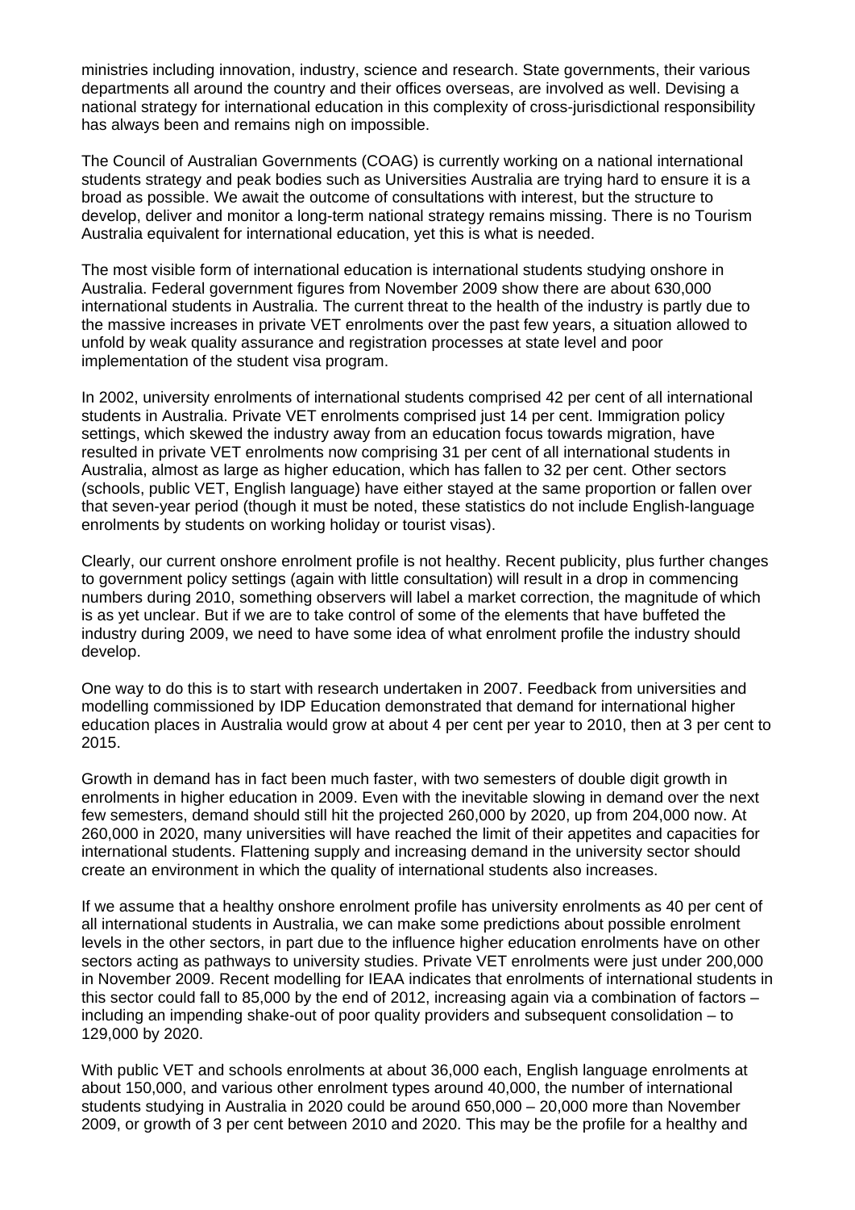ministries including innovation, industry, science and research. State governments, their various departments all around the country and their offices overseas, are involved as well. Devising a national strategy for international education in this complexity of cross-jurisdictional responsibility has always been and remains nigh on impossible.

The Council of Australian Governments (COAG) is currently working on a national international students strategy and peak bodies such as Universities Australia are trying hard to ensure it is a broad as possible. We await the outcome of consultations with interest, but the structure to develop, deliver and monitor a long-term national strategy remains missing. There is no Tourism Australia equivalent for international education, yet this is what is needed.

The most visible form of international education is international students studying onshore in Australia. Federal government figures from November 2009 show there are about 630,000 international students in Australia. The current threat to the health of the industry is partly due to the massive increases in private VET enrolments over the past few years, a situation allowed to unfold by weak quality assurance and registration processes at state level and poor implementation of the student visa program.

In 2002, university enrolments of international students comprised 42 per cent of all international students in Australia. Private VET enrolments comprised just 14 per cent. Immigration policy settings, which skewed the industry away from an education focus towards migration, have resulted in private VET enrolments now comprising 31 per cent of all international students in Australia, almost as large as higher education, which has fallen to 32 per cent. Other sectors (schools, public VET, English language) have either stayed at the same proportion or fallen over that seven-year period (though it must be noted, these statistics do not include English-language enrolments by students on working holiday or tourist visas).

Clearly, our current onshore enrolment profile is not healthy. Recent publicity, plus further changes to government policy settings (again with little consultation) will result in a drop in commencing numbers during 2010, something observers will label a market correction, the magnitude of which is as yet unclear. But if we are to take control of some of the elements that have buffeted the industry during 2009, we need to have some idea of what enrolment profile the industry should develop.

One way to do this is to start with research undertaken in 2007. Feedback from universities and modelling commissioned by IDP Education demonstrated that demand for international higher education places in Australia would grow at about 4 per cent per year to 2010, then at 3 per cent to 2015.

Growth in demand has in fact been much faster, with two semesters of double digit growth in enrolments in higher education in 2009. Even with the inevitable slowing in demand over the next few semesters, demand should still hit the projected 260,000 by 2020, up from 204,000 now. At 260,000 in 2020, many universities will have reached the limit of their appetites and capacities for international students. Flattening supply and increasing demand in the university sector should create an environment in which the quality of international students also increases.

If we assume that a healthy onshore enrolment profile has university enrolments as 40 per cent of all international students in Australia, we can make some predictions about possible enrolment levels in the other sectors, in part due to the influence higher education enrolments have on other sectors acting as pathways to university studies. Private VET enrolments were just under 200,000 in November 2009. Recent modelling for IEAA indicates that enrolments of international students in this sector could fall to 85,000 by the end of 2012, increasing again via a combination of factors – including an impending shake-out of poor quality providers and subsequent consolidation – to 129,000 by 2020.

With public VET and schools enrolments at about 36,000 each, English language enrolments at about 150,000, and various other enrolment types around 40,000, the number of international students studying in Australia in 2020 could be around 650,000 – 20,000 more than November 2009, or growth of 3 per cent between 2010 and 2020. This may be the profile for a healthy and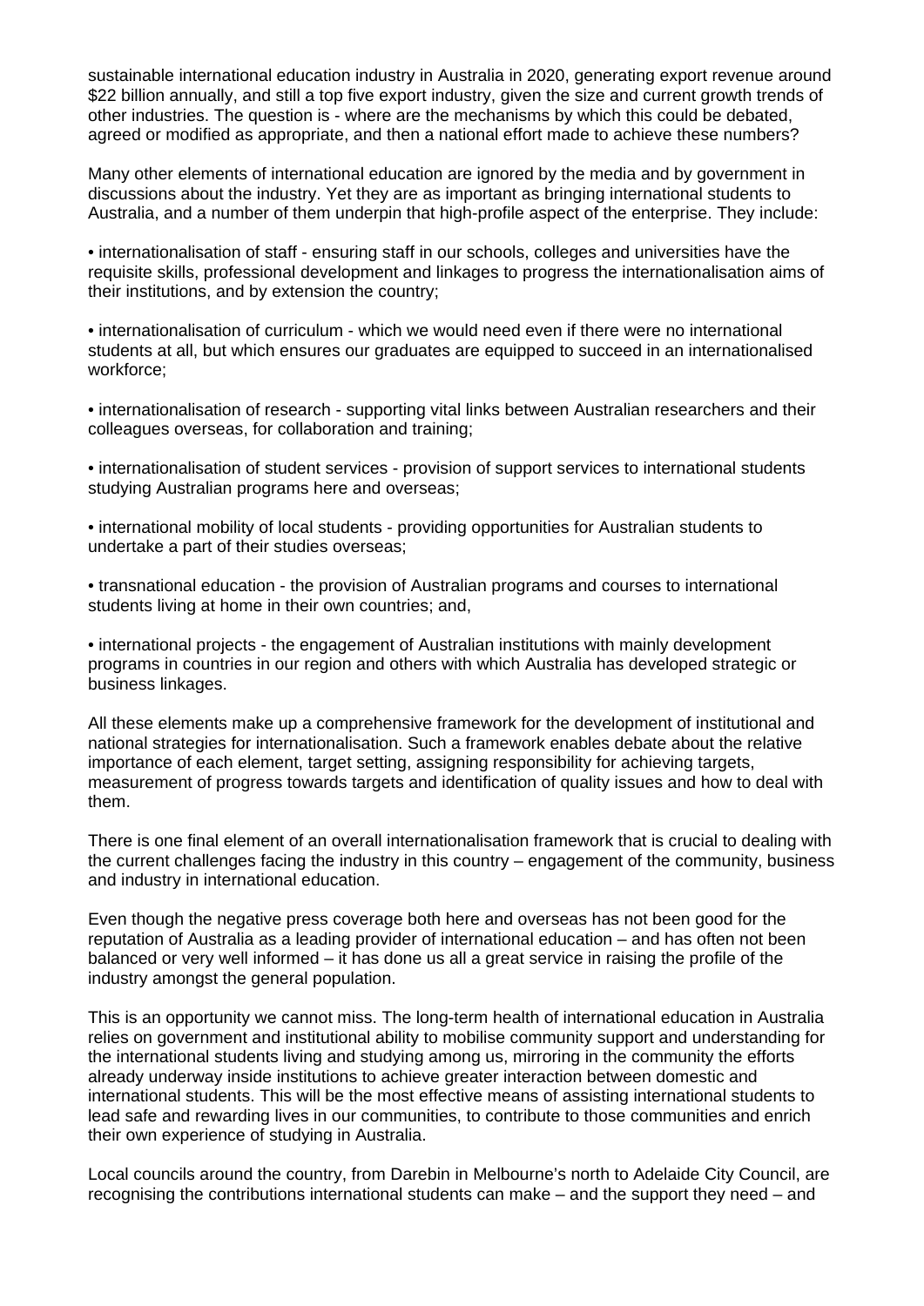sustainable international education industry in Australia in 2020, generating export revenue around $22 billion annually, and still a top five export industry, given the size and current growth trends of other industries. The question is - where are the mechanisms by which this could be debated, agreed or modified as appropriate, and then a national effort made to achieve these numbers?

Many other elements of international education are ignored by the media and by government in discussions about the industry. Yet they are as important as bringing international students to Australia, and a number of them underpin that high-profile aspect of the enterprise. They include:

- internationalisation of staff - ensuring staff in our schools, colleges and universities have the requisite skills, professional development and linkages to progress the internationalisation aims of their institutions, and by extension the country;

- internationalisation of curriculum - which we would need even if there were no international students at all, but which ensures our graduates are equipped to succeed in an internationalised workforce;

- internationalisation of research - supporting vital links between Australian researchers and their colleagues overseas, for collaboration and training;

- internationalisation of student services - provision of support services to international students studying Australian programs here and overseas;

- international mobility of local students - providing opportunities for Australian students to undertake a part of their studies overseas;

- transnational education - the provision of Australian programs and courses to international students living at home in their own countries; and,

- international projects - the engagement of Australian institutions with mainly development programs in countries in our region and others with which Australia has developed strategic or business linkages.

All these elements make up a comprehensive framework for the development of institutional and national strategies for internationalisation. Such a framework enables debate about the relative importance of each element, target setting, assigning responsibility for achieving targets, measurement of progress towards targets and identification of quality issues and how to deal with them.

There is one final element of an overall internationalisation framework that is crucial to dealing with the current challenges facing the industry in this country – engagement of the community, business and industry in international education.

Even though the negative press coverage both here and overseas has not been good for the reputation of Australia as a leading provider of international education – and has often not been balanced or very well informed – it has done us all a great service in raising the profile of the industry amongst the general population.

This is an opportunity we cannot miss. The long-term health of international education in Australia relies on government and institutional ability to mobilise community support and understanding for the international students living and studying among us, mirroring in the community the efforts already underway inside institutions to achieve greater interaction between domestic and international students. This will be the most effective means of assisting international students to lead safe and rewarding lives in our communities, to contribute to those communities and enrich their own experience of studying in Australia.

Local councils around the country, from Darebin in Melbourne's north to Adelaide City Council, are recognising the contributions international students can make – and the support they need – and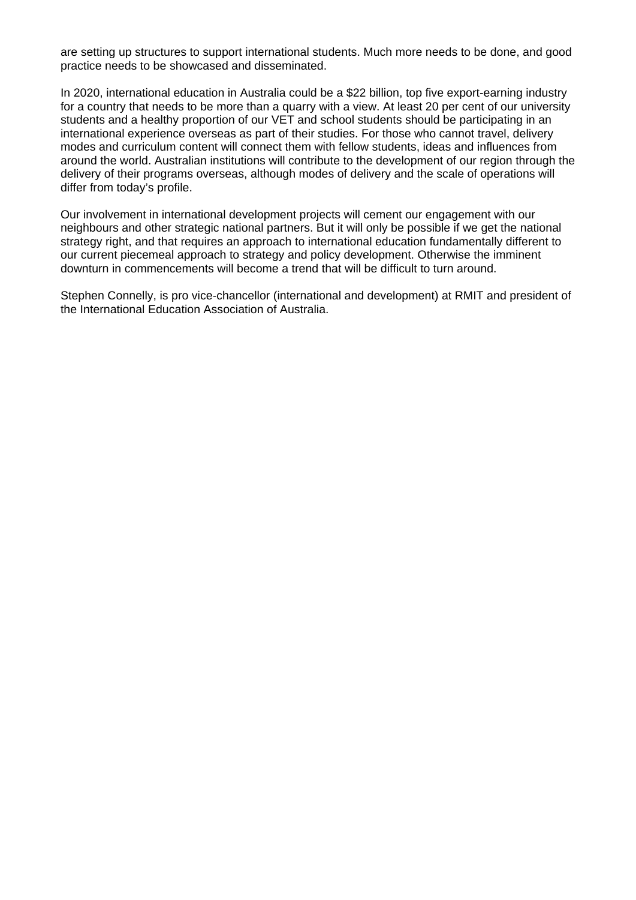are setting up structures to support international students. Much more needs to be done, and good practice needs to be showcased and disseminated.

In 2020, international education in Australia could be a $22 billion, top five export-earning industry for a country that needs to be more than a quarry with a view. At least 20 per cent of our university students and a healthy proportion of our VET and school students should be participating in an international experience overseas as part of their studies. For those who cannot travel, delivery modes and curriculum content will connect them with fellow students, ideas and influences from around the world. Australian institutions will contribute to the development of our region through the delivery of their programs overseas, although modes of delivery and the scale of operations will differ from today's profile.

Our involvement in international development projects will cement our engagement with our neighbours and other strategic national partners. But it will only be possible if we get the national strategy right, and that requires an approach to international education fundamentally different to our current piecemeal approach to strategy and policy development. Otherwise the imminent downturn in commencements will become a trend that will be difficult to turn around.

Stephen Connelly, is pro vice-chancellor (international and development) at RMIT and president of the International Education Association of Australia.